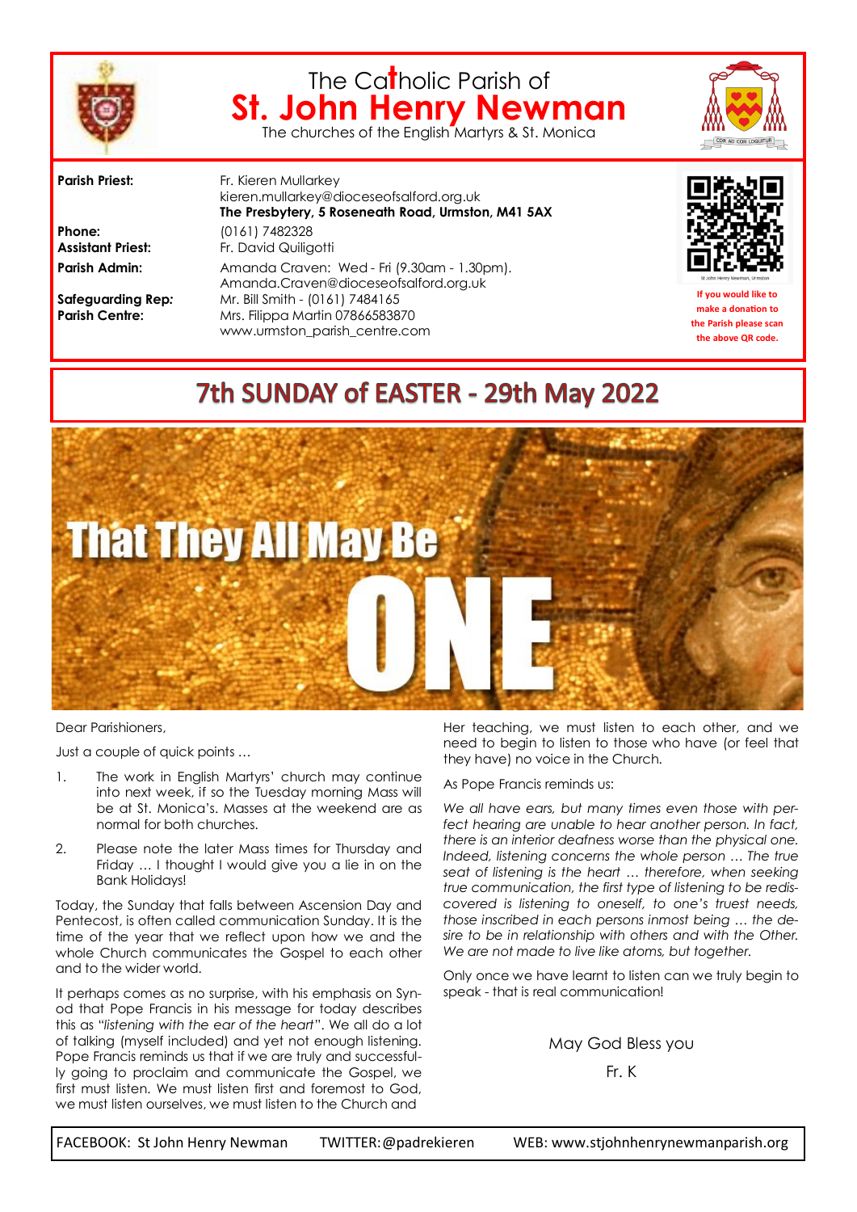# The Catholic Parish of St. John Henry Newman

The churches of the English Martyrs & St. Monica

**Parish Priest:** Fr. Kieren Mullarkey
kieren.mullarkey@dioceseofsalford.org.uk
**The Presbytery, 5 Roseneath Road, Urmston, M41 5AX**

**Phone:** (0161) 7482328

**Assistant Priest:** Fr. David Quiligotti

**Parish Admin:** Amanda Craven: Wed - Fri (9.30am - 1.30pm).
Amanda.Craven@dioceseofsalford.org.uk

**Safeguarding Rep:** Mr. Bill Smith - (0161) 7484165

**Parish Centre:** Mrs. Filippa Martin 07866583870
www.urmston_parish_centre.com

If you would like to make a donation to the Parish please scan the above QR code.

## 7th SUNDAY of EASTER - 29th May 2022

That They All May Be ONE

Dear Parishioners,

Just a couple of quick points …

1. The work in English Martyrs' church may continue into next week, if so the Tuesday morning Mass will be at St. Monica's. Masses at the weekend are as normal for both churches.
2. Please note the later Mass times for Thursday and Friday … I thought I would give you a lie in on the Bank Holidays!

Today, the Sunday that falls between Ascension Day and Pentecost, is often called communication Sunday. It is the time of the year that we reflect upon how we and the whole Church communicates the Gospel to each other and to the wider world.

It perhaps comes as no surprise, with his emphasis on Synod that Pope Francis in his message for today describes this as "*listening with the ear of the heart*". We all do a lot of talking (myself included) and yet not enough listening. Pope Francis reminds us that if we are truly and successfully going to proclaim and communicate the Gospel, we first must listen. We must listen first and foremost to God, we must listen ourselves, we must listen to the Church and Her teaching, we must listen to each other, and we need to begin to listen to those who have (or feel that they have) no voice in the Church.

As Pope Francis reminds us:

*We all have ears, but many times even those with perfect hearing are unable to hear another person. In fact, there is an interior deafness worse than the physical one. Indeed, listening concerns the whole person … The true seat of listening is the heart … therefore, when seeking true communication, the first type of listening to be rediscovered is listening to oneself, to one's truest needs, those inscribed in each persons inmost being … the desire to be in relationship with others and with the Other. We are not made to live like atoms, but together.*

Only once we have learnt to listen can we truly begin to speak - that is real communication!

May God Bless you

Fr. K

FACEBOOK: St John Henry Newman TWITTER: @padrekieren WEB: www.stjohnhenrynewmanparish.org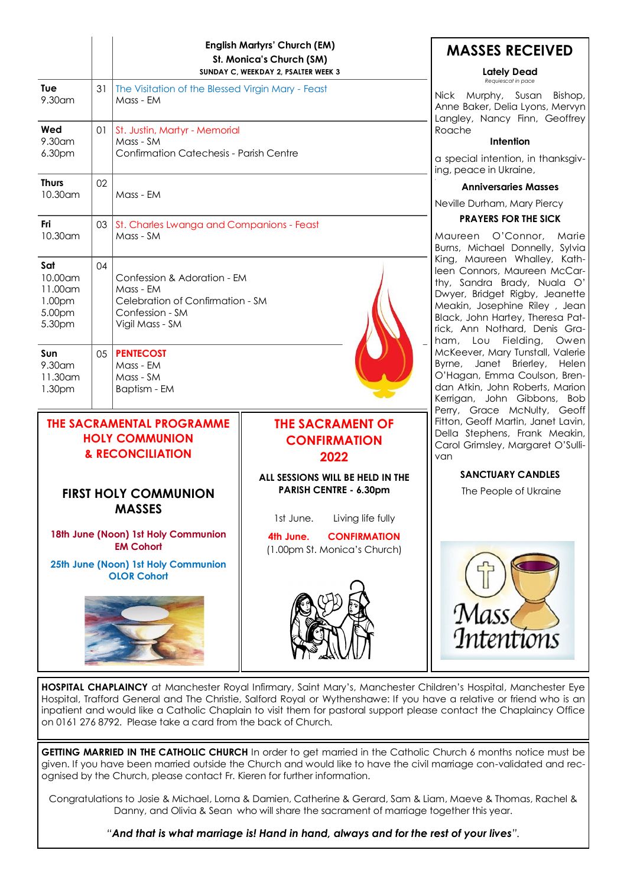| | | English Martyrs' Church (EM)<br>St. Monica's Church (SM)<br>SUNDAY C, WEEKDAY 2, PSALTER WEEK 3 |
|---|---|---|
| **Tue**<br>9.30am | 31 | The Visitation of the Blessed Virgin Mary - Feast<br>Mass - EM |
| **Wed**<br>9.30am<br>6.30pm | 01 | St. Justin, Martyr - Memorial<br>Mass - SM<br>Confirmation Catechesis - Parish Centre |
| **Thurs**<br>10.30am | 02 | Mass - EM |
| **Fri**<br>10.30am | 03 | St. Charles Lwanga and Companions - Feast<br>Mass - SM |
| **Sat**<br>10.00am<br>11.00am<br>1.00pm<br>5.00pm<br>5.30pm | 04 | Confession & Adoration - EM<br>Mass - EM<br>Celebration of Confirmation - SM<br>Confession - SM<br>Vigil Mass - SM |
| **Sun**<br>9.30am<br>11.30am<br>1.30pm | 05 | **PENTECOST**<br>Mass - EM<br>Mass - SM<br>Baptism - EM |

## THE SACRAMENTAL PROGRAMME HOLY COMMUNION & RECONCILIATION

### FIRST HOLY COMMUNION MASSES

**18th June (Noon) 1st Holy Communion EM Cohort**

**25th June (Noon) 1st Holy Communion OLOR Cohort**

## THE SACRAMENT OF CONFIRMATION 2022

**ALL SESSIONS WILL BE HELD IN THE PARISH CENTRE - 6.30pm**

1st June. Living life fully

**4th June. CONFIRMATION**
(1.00pm St. Monica's Church)

## MASSES RECEIVED

**Lately Dead**
*Requiescat in pace*

Nick Murphy, Susan Bishop, Anne Baker, Delia Lyons, Mervyn Langley, Nancy Finn, Geoffrey Roache

**Intention**

a special intention, in thanksgiving, peace in Ukraine,

**Anniversaries Masses**

Neville Durham, Mary Piercy

**PRAYERS FOR THE SICK**

Maureen O'Connor, Marie Burns, Michael Donnelly, Sylvia King, Maureen Whalley, Kathleen Connors, Maureen McCarthy, Sandra Brady, Nuala O' Dwyer, Bridget Rigby, Jeanette Meakin, Josephine Riley , Jean Black, John Hartey, Theresa Patrick, Ann Nothard, Denis Graham, Lou Fielding, Owen McKeever, Mary Tunstall, Valerie Byrne, Janet Brierley, Helen O'Hagan, Emma Coulson, Brendan Atkin, John Roberts, Marion Kerrigan, John Gibbons, Bob Perry, Grace McNulty, Geoff Fitton, Geoff Martin, Janet Lavin, Della Stephens, Frank Meakin, Carol Grimsley, Margaret O'Sullivan

**SANCTUARY CANDLES**

The People of Ukraine

**HOSPITAL CHAPLAINCY** at Manchester Royal Infirmary, Saint Mary's, Manchester Children's Hospital, Manchester Eye Hospital, Trafford General and The Christie, Salford Royal or Wythenshawe: If you have a relative or friend who is an inpatient and would like a Catholic Chaplain to visit them for pastoral support please contact the Chaplaincy Office on 0161 276 8792. Please take a card from the back of Church.

**GETTING MARRIED IN THE CATHOLIC CHURCH** In order to get married in the Catholic Church 6 months notice must be given. If you have been married outside the Church and would like to have the civil marriage con-validated and recognised by the Church, please contact Fr. Kieren for further information.

Congratulations to Josie & Michael, Lorna & Damien, Catherine & Gerard, Sam & Liam, Maeve & Thomas, Rachel & Danny, and Olivia & Sean who will share the sacrament of marriage together this year.

*"**And that is what marriage is! Hand in hand, always and for the rest of your lives**".*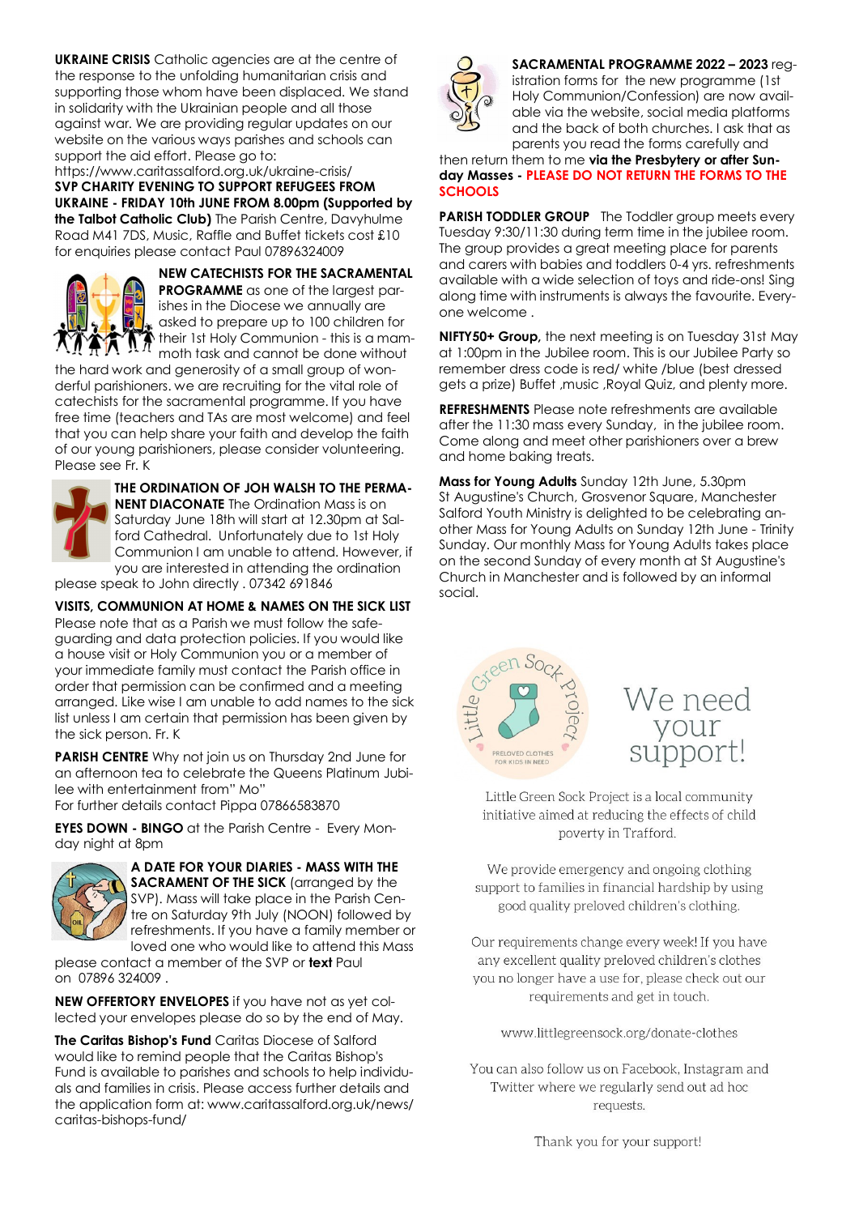**UKRAINE CRISIS** Catholic agencies are at the centre of the response to the unfolding humanitarian crisis and supporting those whom have been displaced. We stand in solidarity with the Ukrainian people and all those against war. We are providing regular updates on our website on the various ways parishes and schools can support the aid effort. Please go to: https://www.caritassalford.org.uk/ukraine-crisis/

**SVP CHARITY EVENING TO SUPPORT REFUGEES FROM UKRAINE - FRIDAY 10th JUNE FROM 8.00pm (Supported by the Talbot Catholic Club)** The Parish Centre, Davyhulme Road M41 7DS, Music, Raffle and Buffet tickets cost £10 for enquiries please contact Paul 07896324009

**NEW CATECHISTS FOR THE SACRAMENTAL PROGRAMME** as one of the largest parishes in the Diocese we annually are asked to prepare up to 100 children for their 1st Holy Communion - this is a mammoth task and cannot be done without the hard work and generosity of a small group of wonderful parishioners. we are recruiting for the vital role of catechists for the sacramental programme. If you have free time (teachers and TAs are most welcome) and feel that you can help share your faith and develop the faith of our young parishioners, please consider volunteering. Please see Fr. K

**THE ORDINATION OF JOH WALSH TO THE PERMANENT DIACONATE** The Ordination Mass is on Saturday June 18th will start at 12.30pm at Salford Cathedral. Unfortunately due to 1st Holy Communion I am unable to attend. However, if you are interested in attending the ordination please speak to John directly . 07342 691846

**VISITS, COMMUNION AT HOME & NAMES ON THE SICK LIST** Please note that as a Parish we must follow the safeguarding and data protection policies. If you would like a house visit or Holy Communion you or a member of your immediate family must contact the Parish office in order that permission can be confirmed and a meeting arranged. Like wise I am unable to add names to the sick list unless I am certain that permission has been given by the sick person. Fr. K

**PARISH CENTRE** Why not join us on Thursday 2nd June for an afternoon tea to celebrate the Queens Platinum Jubilee with entertainment from" Mo"
For further details contact Pippa 07866583870

**EYES DOWN - BINGO** at the Parish Centre - Every Monday night at 8pm

**A DATE FOR YOUR DIARIES - MASS WITH THE SACRAMENT OF THE SICK** (arranged by the SVP). Mass will take place in the Parish Centre on Saturday 9th July (NOON) followed by refreshments. If you have a family member or loved one who would like to attend this Mass please contact a member of the SVP or **text** Paul on 07896 324009 .

**NEW OFFERTORY ENVELOPES** if you have not as yet collected your envelopes please do so by the end of May.

**The Caritas Bishop's Fund** Caritas Diocese of Salford would like to remind people that the Caritas Bishop's Fund is available to parishes and schools to help individuals and families in crisis. Please access further details and the application form at: www.caritassalford.org.uk/news/caritas-bishops-fund/

**SACRAMENTAL PROGRAMME 2022 – 2023** registration forms for the new programme (1st Holy Communion/Confession) are now available via the website, social media platforms and the back of both churches. I ask that as parents you read the forms carefully and then return them to me **via the Presbytery or after Sunday Masses - PLEASE DO NOT RETURN THE FORMS TO THE SCHOOLS**

**PARISH TODDLER GROUP** The Toddler group meets every Tuesday 9:30/11:30 during term time in the jubilee room. The group provides a great meeting place for parents and carers with babies and toddlers 0-4 yrs. refreshments available with a wide selection of toys and ride-ons! Sing along time with instruments is always the favourite. Everyone welcome .

**NIFTY50+ Group,** the next meeting is on Tuesday 31st May at 1:00pm in the Jubilee room. This is our Jubilee Party so remember dress code is red/ white /blue (best dressed gets a prize) Buffet ,music ,Royal Quiz, and plenty more.

**REFRESHMENTS** Please note refreshments are available after the 11:30 mass every Sunday, in the jubilee room. Come along and meet other parishioners over a brew and home baking treats.

**Mass for Young Adults** Sunday 12th June, 5.30pm
St Augustine's Church, Grosvenor Square, Manchester
Salford Youth Ministry is delighted to be celebrating another Mass for Young Adults on Sunday 12th June - Trinity Sunday. Our monthly Mass for Young Adults takes place on the second Sunday of every month at St Augustine's Church in Manchester and is followed by an informal social.

Little Green Sock Project — PRELOVED CLOTHES FOR KIDS IN NEED

We need your support!

Little Green Sock Project is a local community initiative aimed at reducing the effects of child poverty in Trafford.

We provide emergency and ongoing clothing support to families in financial hardship by using good quality preloved children's clothing.

Our requirements change every week! If you have any excellent quality preloved children's clothes you no longer have a use for, please check out our requirements and get in touch.

www.littlegreensock.org/donate-clothes

You can also follow us on Facebook, Instagram and Twitter where we regularly send out ad hoc requests.

Thank you for your support!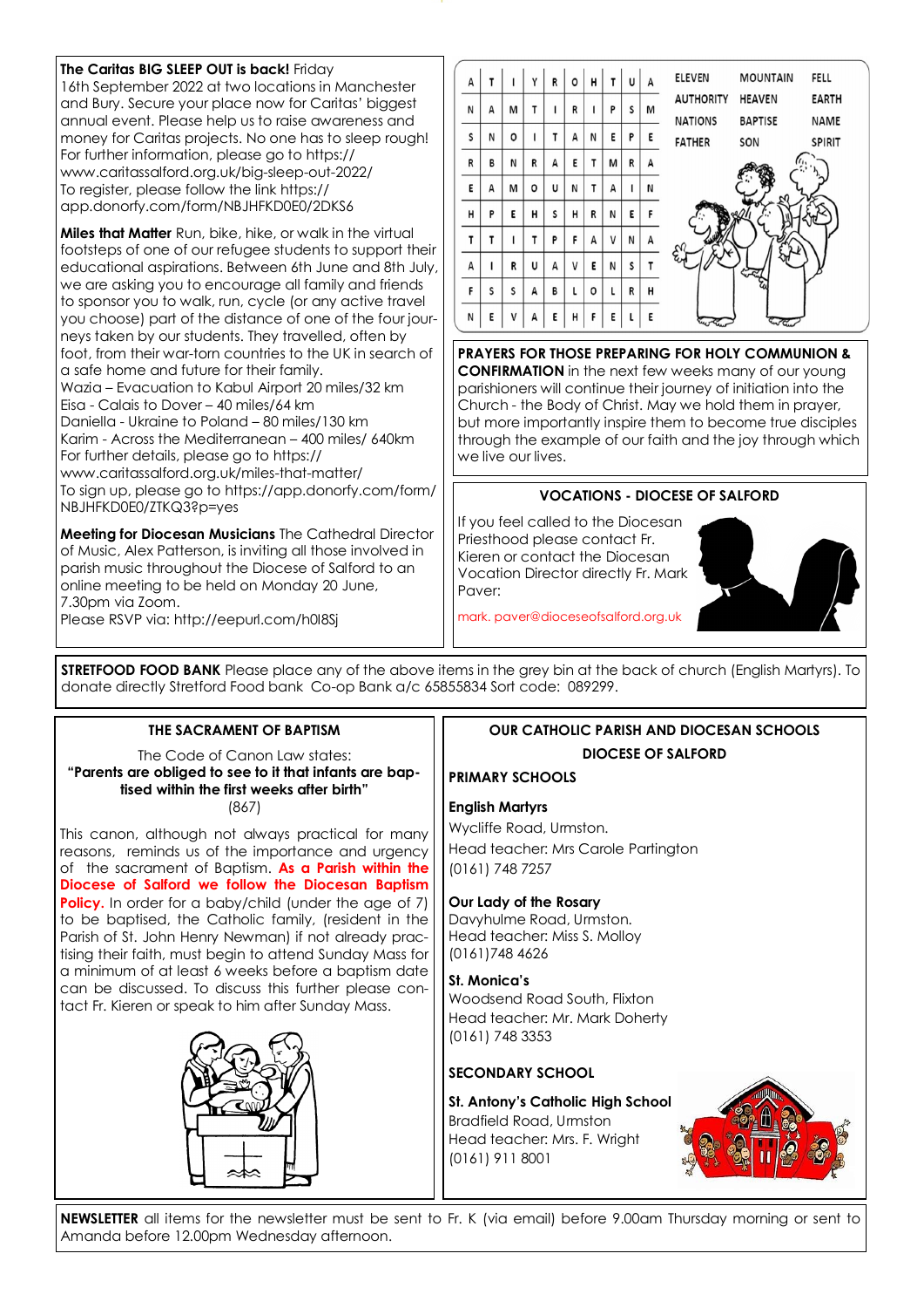**The Caritas BIG SLEEP OUT is back!** Friday 16th September 2022 at two locations in Manchester and Bury. Secure your place now for Caritas' biggest annual event. Please help us to raise awareness and money for Caritas projects. No one has to sleep rough! For further information, please go to https://www.caritassalford.org.uk/big-sleep-out-2022/ To register, please follow the link https://app.donorfy.com/form/NBJHFKD0E0/2DKS6

**Miles that Matter** Run, bike, hike, or walk in the virtual footsteps of one of our refugee students to support their educational aspirations. Between 6th June and 8th July, we are asking you to encourage all family and friends to sponsor you to walk, run, cycle (or any active travel you choose) part of the distance of one of the four journeys taken by our students. They travelled, often by foot, from their war-torn countries to the UK in search of a safe home and future for their family.

Wazia – Evacuation to Kabul Airport 20 miles/32 km
Eisa - Calais to Dover – 40 miles/64 km
Daniella - Ukraine to Poland – 80 miles/130 km
Karim - Across the Mediterranean – 400 miles/ 640km

For further details, please go to https://www.caritassalford.org.uk/miles-that-matter/
To sign up, please go to https://app.donorfy.com/form/NBJHFKD0E0/ZTKQ3?p=yes

**Meeting for Diocesan Musicians** The Cathedral Director of Music, Alex Patterson, is inviting all those involved in parish music throughout the Diocese of Salford to an online meeting to be held on Monday 20 June, 7.30pm via Zoom.
Please RSVP via: http://eepurl.com/h0I8Sj

| | | | | | | | | | |
|---|---|---|---|---|---|---|---|---|---|
| A | T | I | Y | R | O | H | T | U | A |
| N | A | M | T | I | R | I | P | S | M |
| S | N | O | I | T | A | N | E | P | E |
| R | B | N | R | A | E | T | M | R | A |
| E | A | M | O | U | N | T | A | I | N |
| H | P | E | H | S | H | R | N | E | F |
| T | T | I | T | P | F | A | V | N | A |
| A | I | R | U | A | V | E | N | S | T |
| F | S | S | A | B | L | O | L | R | H |
| N | E | V | A | E | H | F | E | L | E |

ELEVEN, MOUNTAIN, FELL, AUTHORITY, HEAVEN, EARTH, NATIONS, BAPTISE, NAME, FATHER, SON, SPIRIT

**PRAYERS FOR THOSE PREPARING FOR HOLY COMMUNION & CONFIRMATION** in the next few weeks many of our young parishioners will continue their journey of initiation into the Church - the Body of Christ. May we hold them in prayer, but more importantly inspire them to become true disciples through the example of our faith and the joy through which we live our lives.

**VOCATIONS - DIOCESE OF SALFORD**

If you feel called to the Diocesan Priesthood please contact Fr. Kieren or contact the Diocesan Vocation Director directly Fr. Mark Paver:

mark. paver@dioceseofsalford.org.uk

**STRETFOOD FOOD BANK** Please place any of the above items in the grey bin at the back of church (English Martyrs). To donate directly Stretford Food bank Co-op Bank a/c 65855834 Sort code: 089299.

**THE SACRAMENT OF BAPTISM**

The Code of Canon Law states:

**"Parents are obliged to see to it that infants are baptised within the first weeks after birth"**
(867)

This canon, although not always practical for many reasons, reminds us of the importance and urgency of the sacrament of Baptism. **As a Parish within the Diocese of Salford we follow the Diocesan Baptism Policy.** In order for a baby/child (under the age of 7) to be baptised, the Catholic family, (resident in the Parish of St. John Henry Newman) if not already practising their faith, must begin to attend Sunday Mass for a minimum of at least 6 weeks before a baptism date can be discussed. To discuss this further please contact Fr. Kieren or speak to him after Sunday Mass.

**OUR CATHOLIC PARISH AND DIOCESAN SCHOOLS**

**DIOCESE OF SALFORD**

**PRIMARY SCHOOLS**

**English Martyrs**
Wycliffe Road, Urmston.
Head teacher: Mrs Carole Partington
(0161) 748 7257

**Our Lady of the Rosary**
Davyhulme Road, Urmston.
Head teacher: Miss S. Molloy
(0161)748 4626

**St. Monica's**
Woodsend Road South, Flixton
Head teacher: Mr. Mark Doherty
(0161) 748 3353

**SECONDARY SCHOOL**

**St. Antony's Catholic High School**
Bradfield Road, Urmston
Head teacher: Mrs. F. Wright
(0161) 911 8001

**NEWSLETTER** all items for the newsletter must be sent to Fr. K (via email) before 9.00am Thursday morning or sent to Amanda before 12.00pm Wednesday afternoon.